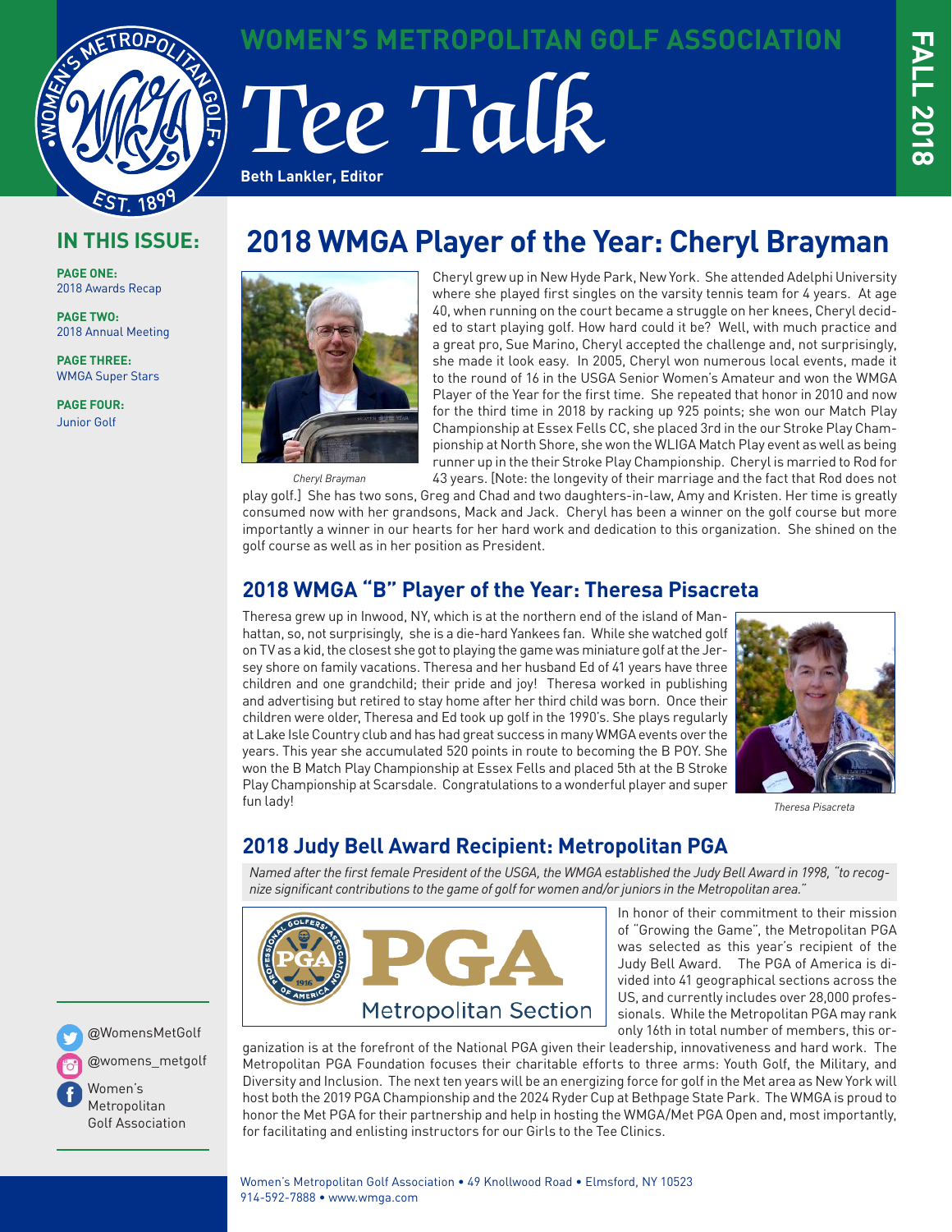# WOMEN'S METROPOLITAN GOLF ASSOCIATION

# Tee Talk

**Beth Lankler, Editor**

FALL 2018

## IN THIS ISSUE:

**PAGE ONE:**
2018 Awards Recap

**PAGE TWO:**
2018 Annual Meeting

**PAGE THREE:**
WMGA Super Stars

**PAGE FOUR:**
Junior Golf

## 2018 WMGA Player of the Year: Cheryl Brayman

*Cheryl Brayman*

Cheryl grew up in New Hyde Park, New York. She attended Adelphi University where she played first singles on the varsity tennis team for 4 years. At age 40, when running on the court became a struggle on her knees, Cheryl decided to start playing golf. How hard could it be? Well, with much practice and a great pro, Sue Marino, Cheryl accepted the challenge and, not surprisingly, she made it look easy. In 2005, Cheryl won numerous local events, made it to the round of 16 in the USGA Senior Women's Amateur and won the WMGA Player of the Year for the first time. She repeated that honor in 2010 and now for the third time in 2018 by racking up 925 points; she won our Match Play Championship at Essex Fells CC, she placed 3rd in the our Stroke Play Championship at North Shore, she won the WLIGA Match Play event as well as being runner up in the their Stroke Play Championship. Cheryl is married to Rod for 43 years. [Note: the longevity of their marriage and the fact that Rod does not play golf.] She has two sons, Greg and Chad and two daughters-in-law, Amy and Kristen. Her time is greatly consumed now with her grandsons, Mack and Jack. Cheryl has been a winner on the golf course but more importantly a winner in our hearts for her hard work and dedication to this organization. She shined on the golf course as well as in her position as President.

## 2018 WMGA "B" Player of the Year: Theresa Pisacreta

Theresa grew up in Inwood, NY, which is at the northern end of the island of Manhattan, so, not surprisingly, she is a die-hard Yankees fan. While she watched golf on TV as a kid, the closest she got to playing the game was miniature golf at the Jersey shore on family vacations. Theresa and her husband Ed of 41 years have three children and one grandchild; their pride and joy! Theresa worked in publishing and advertising but retired to stay home after her third child was born. Once their children were older, Theresa and Ed took up golf in the 1990's. She plays regularly at Lake Isle Country club and has had great success in many WMGA events over the years. This year she accumulated 520 points in route to becoming the B POY. She won the B Match Play Championship at Essex Fells and placed 5th at the B Stroke Play Championship at Scarsdale. Congratulations to a wonderful player and super fun lady!

*Theresa Pisacreta*

## 2018 Judy Bell Award Recipient: Metropolitan PGA

*Named after the first female President of the USGA, the WMGA established the Judy Bell Award in 1998, "to recognize significant contributions to the game of golf for women and/or juniors in the Metropolitan area."*

PGA Metropolitan Section

In honor of their commitment to their mission of "Growing the Game", the Metropolitan PGA was selected as this year's recipient of the Judy Bell Award. The PGA of America is divided into 41 geographical sections across the US, and currently includes over 28,000 professionals. While the Metropolitan PGA may rank only 16th in total number of members, this organization is at the forefront of the National PGA given their leadership, innovativeness and hard work. The Metropolitan PGA Foundation focuses their charitable efforts to three arms: Youth Golf, the Military, and Diversity and Inclusion. The next ten years will be an energizing force for golf in the Met area as New York will host both the 2019 PGA Championship and the 2024 Ryder Cup at Bethpage State Park. The WMGA is proud to honor the Met PGA for their partnership and help in hosting the WMGA/Met PGA Open and, most importantly, for facilitating and enlisting instructors for our Girls to the Tee Clinics.

@WomensMetGolf

@womens_metgolf

Women's Metropolitan Golf Association

Women's Metropolitan Golf Association • 49 Knollwood Road • Elmsford, NY 10523
914-592-7888 • www.wmga.com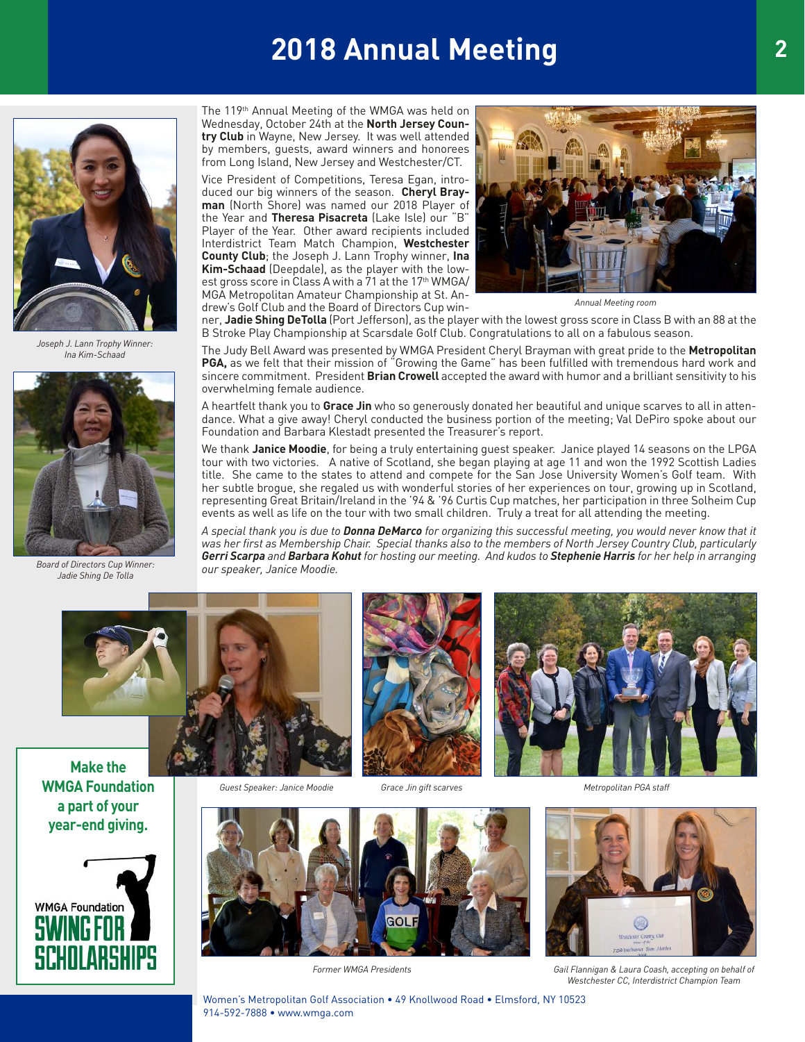# 2018 Annual Meeting

The 119th Annual Meeting of the WMGA was held on Wednesday, October 24th at the **North Jersey Country Club** in Wayne, New Jersey. It was well attended by members, guests, award winners and honorees from Long Island, New Jersey and Westchester/CT.

Vice President of Competitions, Teresa Egan, introduced our big winners of the season. **Cheryl Brayman** (North Shore) was named our 2018 Player of the Year and **Theresa Pisacreta** (Lake Isle) our "B" Player of the Year. Other award recipients included Interdistrict Team Match Champion, **Westchester County Club**; the Joseph J. Lann Trophy winner, **Ina Kim-Schaad** (Deepdale), as the player with the lowest gross score in Class A with a 71 at the 17th WMGA/MGA Metropolitan Amateur Championship at St. Andrew's Golf Club and the Board of Directors Cup winner, **Jadie Shing DeTolla** (Port Jefferson), as the player with the lowest gross score in Class B with an 88 at the B Stroke Play Championship at Scarsdale Golf Club. Congratulations to all on a fabulous season.

Annual Meeting room

The Judy Bell Award was presented by WMGA President Cheryl Brayman with great pride to the **Metropolitan PGA,** as we felt that their mission of "Growing the Game" has been fulfilled with tremendous hard work and sincere commitment. President **Brian Crowell** accepted the award with humor and a brilliant sensitivity to his overwhelming female audience.

A heartfelt thank you to **Grace Jin** who so generously donated her beautiful and unique scarves to all in attendance. What a give away! Cheryl conducted the business portion of the meeting; Val DePiro spoke about our Foundation and Barbara Klestadt presented the Treasurer's report.

We thank **Janice Moodie**, for being a truly entertaining guest speaker. Janice played 14 seasons on the LPGA tour with two victories. A native of Scotland, she began playing at age 11 and won the 1992 Scottish Ladies title. She came to the states to attend and compete for the San Jose University Women's Golf team. With her subtle brogue, she regaled us with wonderful stories of her experiences on tour, growing up in Scotland, representing Great Britain/Ireland in the '94 & '96 Curtis Cup matches, her participation in three Solheim Cup events as well as life on the tour with two small children. Truly a treat for all attending the meeting.

*A special thank you is due to **Donna DeMarco** for organizing this successful meeting, you would never know that it was her first as Membership Chair. Special thanks also to the members of North Jersey Country Club, particularly **Gerri Scarpa** and **Barbara Kohut** for hosting our meeting. And kudos to **Stephenie Harris** for her help in arranging our speaker, Janice Moodie.*

Joseph J. Lann Trophy Winner: Ina Kim-Schaad

Board of Directors Cup Winner: Jadie Shing De Tolla

Guest Speaker: Janice Moodie

Grace Jin gift scarves

Metropolitan PGA staff

Former WMGA Presidents

Gail Flannigan & Laura Coash, accepting on behalf of Westchester CC, Interdistrict Champion Team

**Make the WMGA Foundation a part of your year-end giving.**

WMGA Foundation SWING FOR SCHOLARSHIPS

Women's Metropolitan Golf Association • 49 Knollwood Road • Elmsford, NY 10523
914-592-7888 • www.wmga.com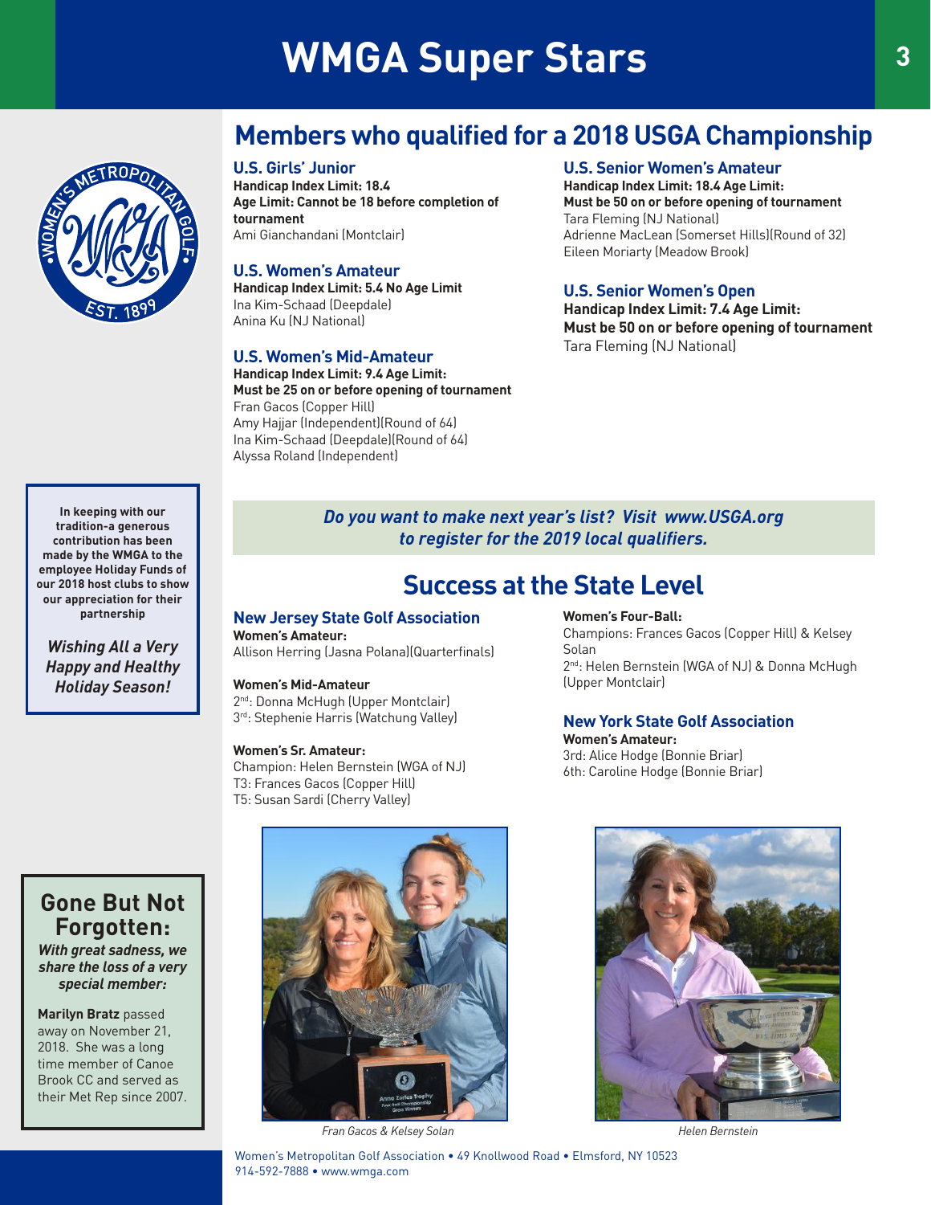# WMGA Super Stars

## Members who qualified for a 2018 USGA Championship

### U.S. Girls' Junior

**Handicap Index Limit: 18.4**
**Age Limit: Cannot be 18 before completion of tournament**
Ami Gianchandani (Montclair)

### U.S. Women's Amateur

**Handicap Index Limit: 5.4 No Age Limit**
Ina Kim-Schaad (Deepdale)
Anina Ku (NJ National)

### U.S. Women's Mid-Amateur

**Handicap Index Limit: 9.4 Age Limit:**
**Must be 25 on or before opening of tournament**
Fran Gacos (Copper Hill)
Amy Hajjar (Independent)(Round of 64)
Ina Kim-Schaad (Deepdale)(Round of 64)
Alyssa Roland (Independent)

### U.S. Senior Women's Amateur

**Handicap Index Limit: 18.4 Age Limit:**
**Must be 50 on or before opening of tournament**
Tara Fleming (NJ National)
Adrienne MacLean (Somerset Hills)(Round of 32)
Eileen Moriarty (Meadow Brook)

### U.S. Senior Women's Open

**Handicap Index Limit: 7.4 Age Limit:**
**Must be 50 on or before opening of tournament**
Tara Fleming (NJ National)

***Do you want to make next year's list? Visit www.USGA.org to register for the 2019 local qualifiers.***

## Success at the State Level

### New Jersey State Golf Association

**Women's Amateur:**
Allison Herring (Jasna Polana)(Quarterfinals)

**Women's Mid-Amateur**
2nd: Donna McHugh (Upper Montclair)
3rd: Stephenie Harris (Watchung Valley)

**Women's Sr. Amateur:**
Champion: Helen Bernstein (WGA of NJ)
T3: Frances Gacos (Copper Hill)
T5: Susan Sardi (Cherry Valley)

**Women's Four-Ball:**
Champions: Frances Gacos (Copper Hill) & Kelsey Solan
2nd: Helen Bernstein (WGA of NJ) & Donna McHugh (Upper Montclair)

### New York State Golf Association

**Women's Amateur:**
3rd: Alice Hodge (Bonnie Briar)
6th: Caroline Hodge (Bonnie Briar)

*Fran Gacos & Kelsey Solan*

*Helen Bernstein*

**In keeping with our tradition-a generous contribution has been made by the WMGA to the employee Holiday Funds of our 2018 host clubs to show our appreciation for their partnership**

***Wishing All a Very Happy and Healthy Holiday Season!***

## Gone But Not Forgotten:

***With great sadness, we share the loss of a very special member:***

**Marilyn Bratz** passed away on November 21, 2018. She was a long time member of Canoe Brook CC and served as their Met Rep since 2007.

Women's Metropolitan Golf Association • 49 Knollwood Road • Elmsford, NY 10523
914-592-7888 • www.wmga.com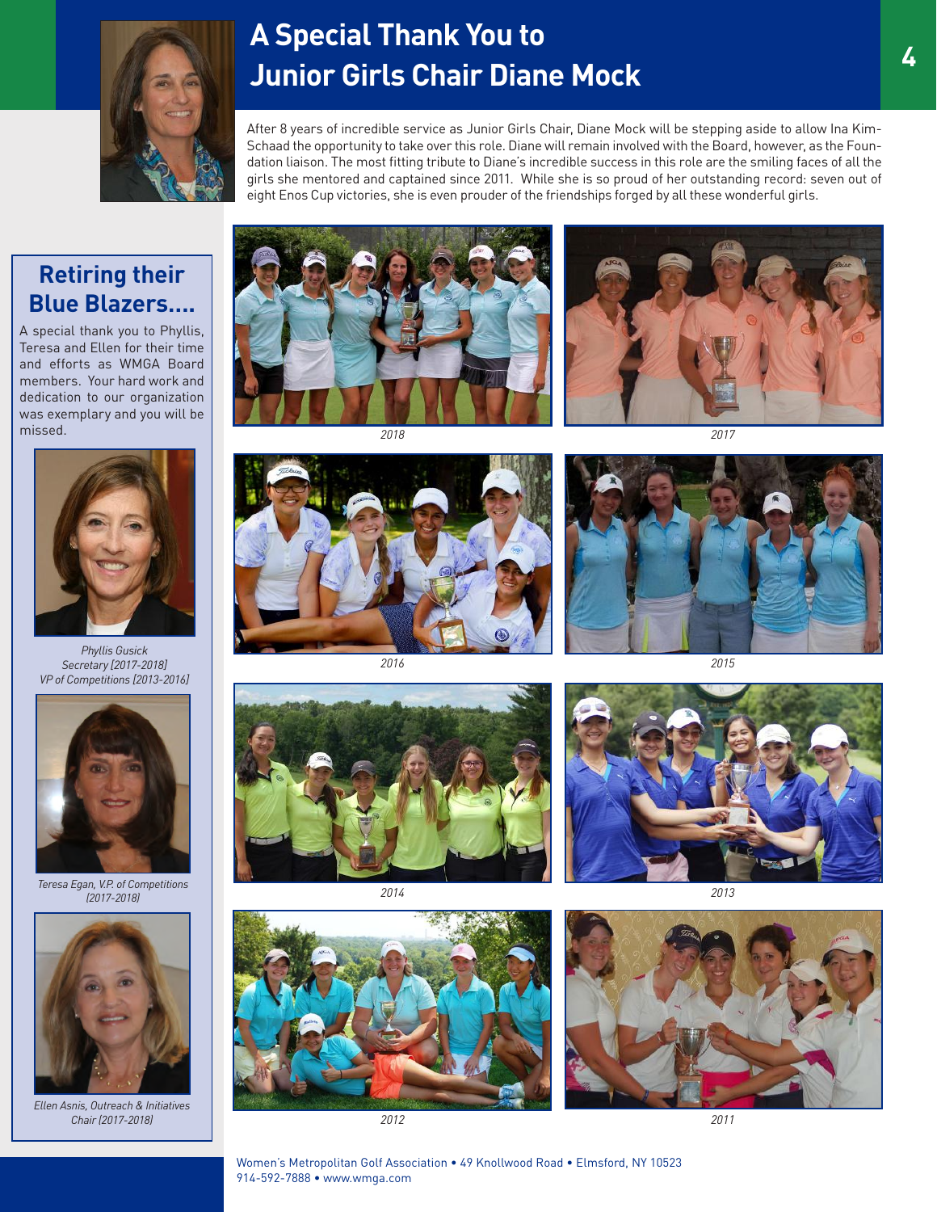# A Special Thank You to Junior Girls Chair Diane Mock

After 8 years of incredible service as Junior Girls Chair, Diane Mock will be stepping aside to allow Ina Kim-Schaad the opportunity to take over this role. Diane will remain involved with the Board, however, as the Foundation liaison. The most fitting tribute to Diane's incredible success in this role are the smiling faces of all the girls she mentored and captained since 2011. While she is so proud of her outstanding record: seven out of eight Enos Cup victories, she is even prouder of the friendships forged by all these wonderful girls.

2018

2017

2016

2015

2014

2013

2012

2011

## Retiring their Blue Blazers....

A special thank you to Phyllis, Teresa and Ellen for their time and efforts as WMGA Board members. Your hard work and dedication to our organization was exemplary and you will be missed.

*Phyllis Gusick*
*Secretary [2017-2018]*
*VP of Competitions [2013-2016]*

*Teresa Egan, V.P. of Competitions [2017-2018]*

*Ellen Asnis, Outreach & Initiatives Chair [2017-2018]*

Women's Metropolitan Golf Association • 49 Knollwood Road • Elmsford, NY 10523
914-592-7888 • www.wmga.com